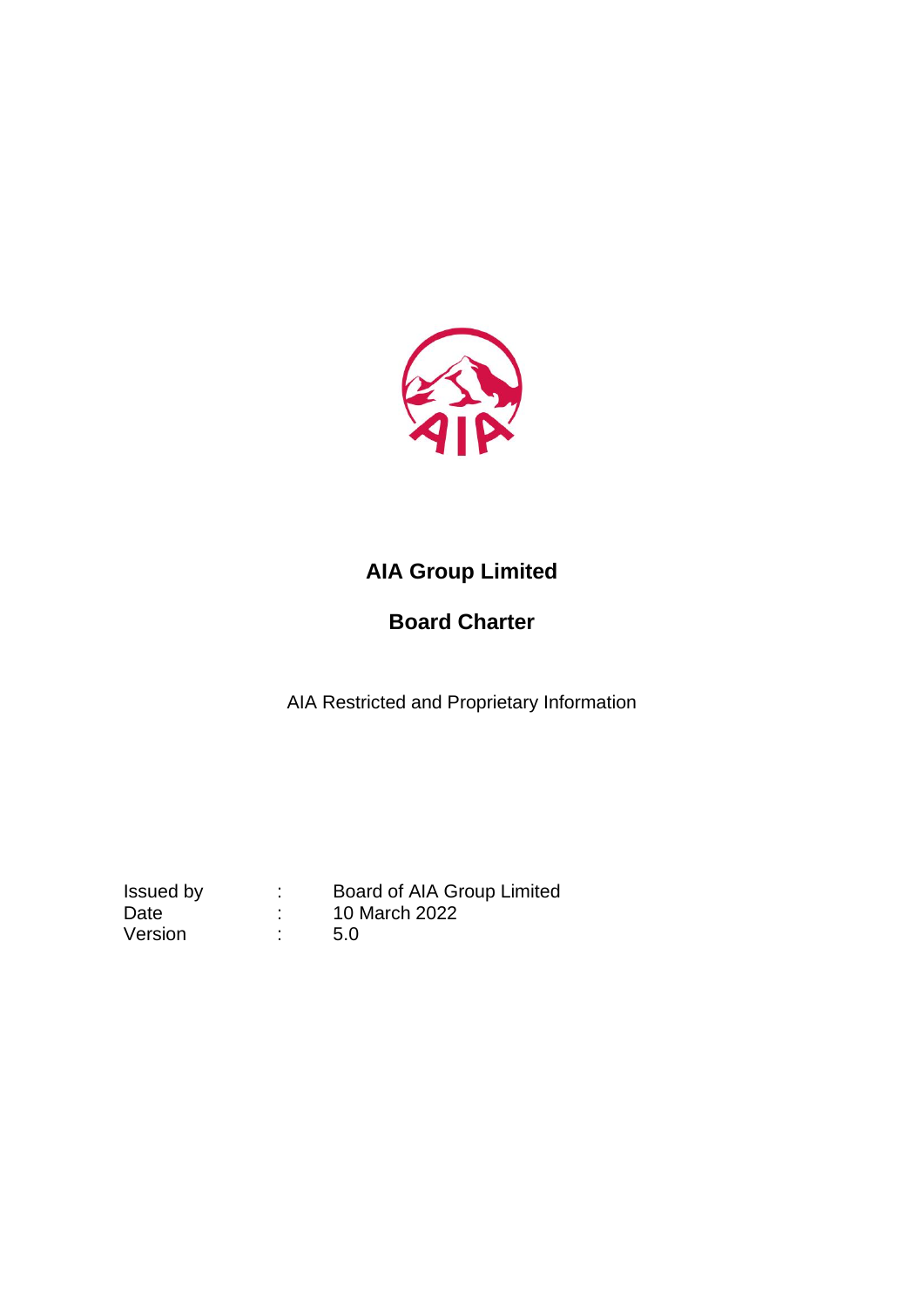# AIA Group Limited

## Board Charter

AIA Restricted and Proprietary Information

| | | |
|---|---|---|
| Issued by | : | Board of AIA Group Limited |
| Date | : | 10 March 2022 |
| Version | : | 5.0 |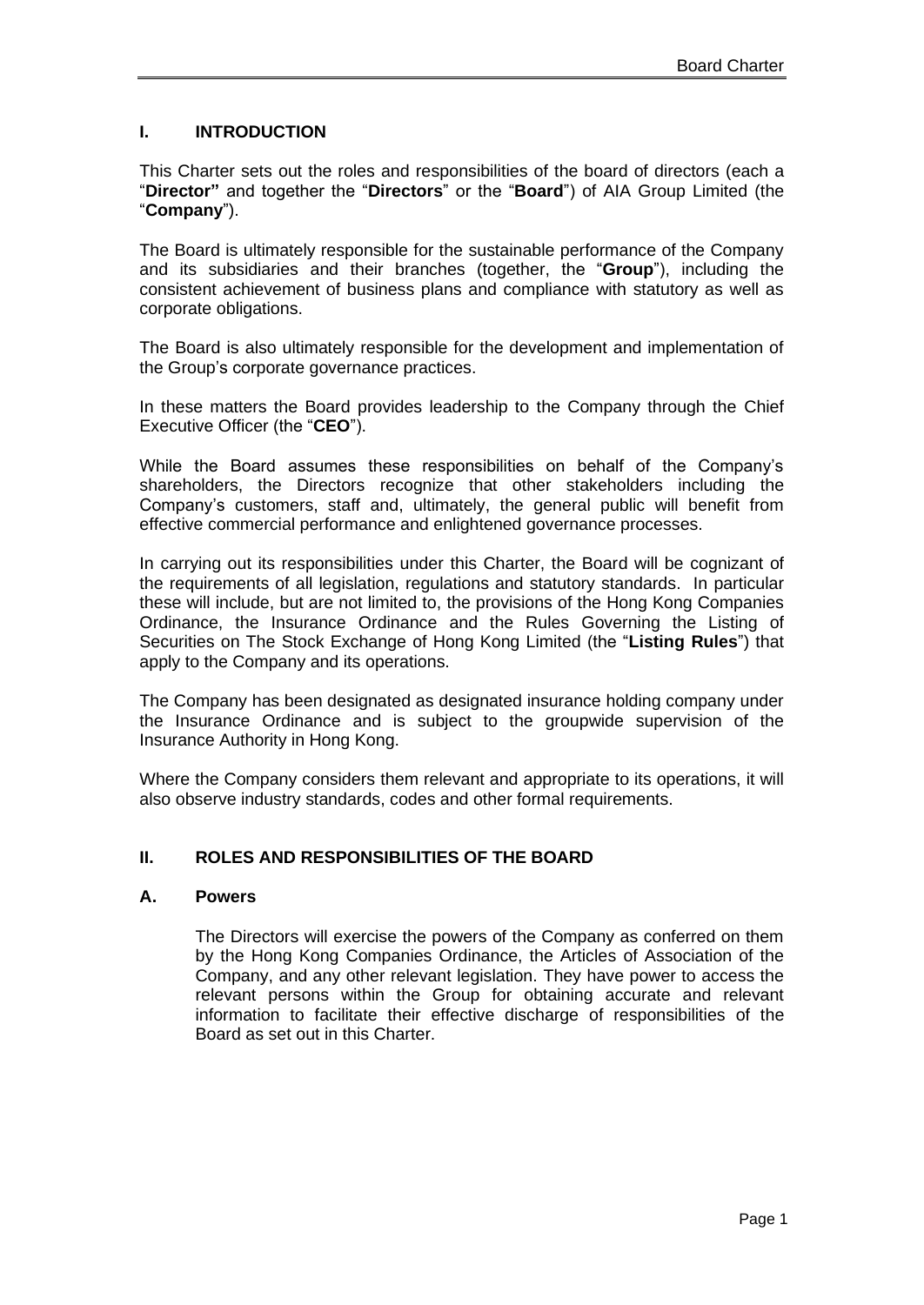## I. INTRODUCTION

This Charter sets out the roles and responsibilities of the board of directors (each a "**Director"** and together the "**Directors**" or the "**Board**") of AIA Group Limited (the "**Company**").

The Board is ultimately responsible for the sustainable performance of the Company and its subsidiaries and their branches (together, the "**Group**"), including the consistent achievement of business plans and compliance with statutory as well as corporate obligations.

The Board is also ultimately responsible for the development and implementation of the Group's corporate governance practices.

In these matters the Board provides leadership to the Company through the Chief Executive Officer (the "**CEO**").

While the Board assumes these responsibilities on behalf of the Company's shareholders, the Directors recognize that other stakeholders including the Company's customers, staff and, ultimately, the general public will benefit from effective commercial performance and enlightened governance processes.

In carrying out its responsibilities under this Charter, the Board will be cognizant of the requirements of all legislation, regulations and statutory standards. In particular these will include, but are not limited to, the provisions of the Hong Kong Companies Ordinance, the Insurance Ordinance and the Rules Governing the Listing of Securities on The Stock Exchange of Hong Kong Limited (the "**Listing Rules**") that apply to the Company and its operations.

The Company has been designated as designated insurance holding company under the Insurance Ordinance and is subject to the groupwide supervision of the Insurance Authority in Hong Kong.

Where the Company considers them relevant and appropriate to its operations, it will also observe industry standards, codes and other formal requirements.

## II. ROLES AND RESPONSIBILITIES OF THE BOARD

### A. Powers

The Directors will exercise the powers of the Company as conferred on them by the Hong Kong Companies Ordinance, the Articles of Association of the Company, and any other relevant legislation. They have power to access the relevant persons within the Group for obtaining accurate and relevant information to facilitate their effective discharge of responsibilities of the Board as set out in this Charter.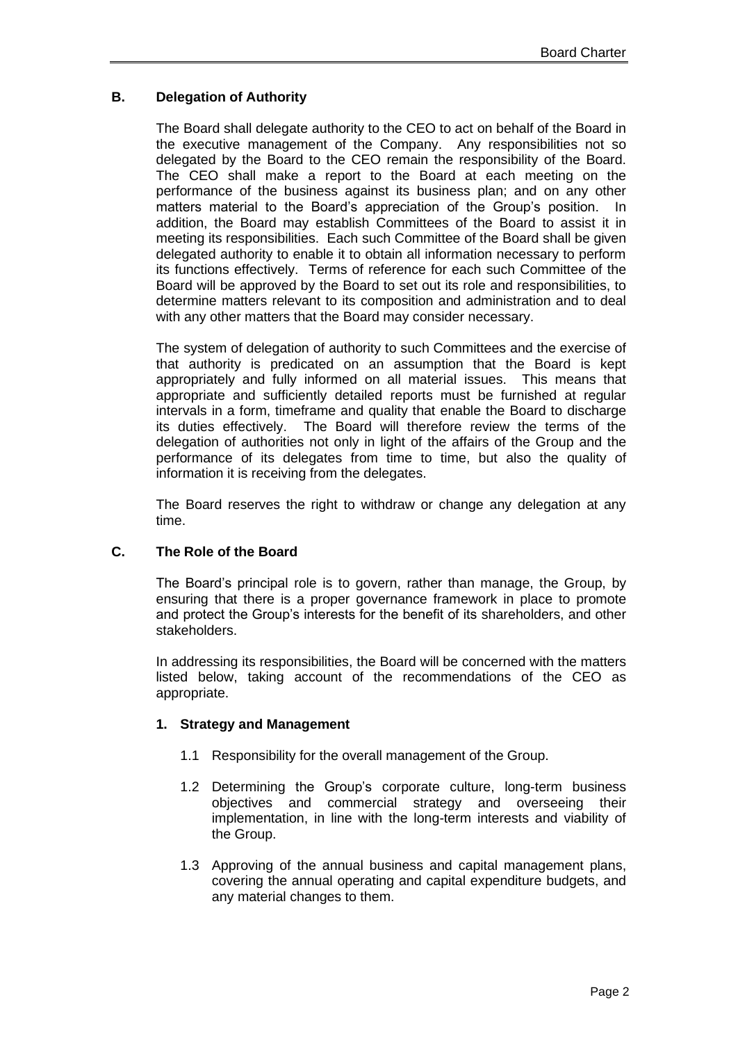## B. Delegation of Authority

The Board shall delegate authority to the CEO to act on behalf of the Board in the executive management of the Company. Any responsibilities not so delegated by the Board to the CEO remain the responsibility of the Board. The CEO shall make a report to the Board at each meeting on the performance of the business against its business plan; and on any other matters material to the Board's appreciation of the Group's position. In addition, the Board may establish Committees of the Board to assist it in meeting its responsibilities. Each such Committee of the Board shall be given delegated authority to enable it to obtain all information necessary to perform its functions effectively. Terms of reference for each such Committee of the Board will be approved by the Board to set out its role and responsibilities, to determine matters relevant to its composition and administration and to deal with any other matters that the Board may consider necessary.

The system of delegation of authority to such Committees and the exercise of that authority is predicated on an assumption that the Board is kept appropriately and fully informed on all material issues. This means that appropriate and sufficiently detailed reports must be furnished at regular intervals in a form, timeframe and quality that enable the Board to discharge its duties effectively. The Board will therefore review the terms of the delegation of authorities not only in light of the affairs of the Group and the performance of its delegates from time to time, but also the quality of information it is receiving from the delegates.

The Board reserves the right to withdraw or change any delegation at any time.

## C. The Role of the Board

The Board's principal role is to govern, rather than manage, the Group, by ensuring that there is a proper governance framework in place to promote and protect the Group's interests for the benefit of its shareholders, and other stakeholders.

In addressing its responsibilities, the Board will be concerned with the matters listed below, taking account of the recommendations of the CEO as appropriate.

### 1. Strategy and Management

1.1 Responsibility for the overall management of the Group.

1.2 Determining the Group's corporate culture, long-term business objectives and commercial strategy and overseeing their implementation, in line with the long-term interests and viability of the Group.

1.3 Approving of the annual business and capital management plans, covering the annual operating and capital expenditure budgets, and any material changes to them.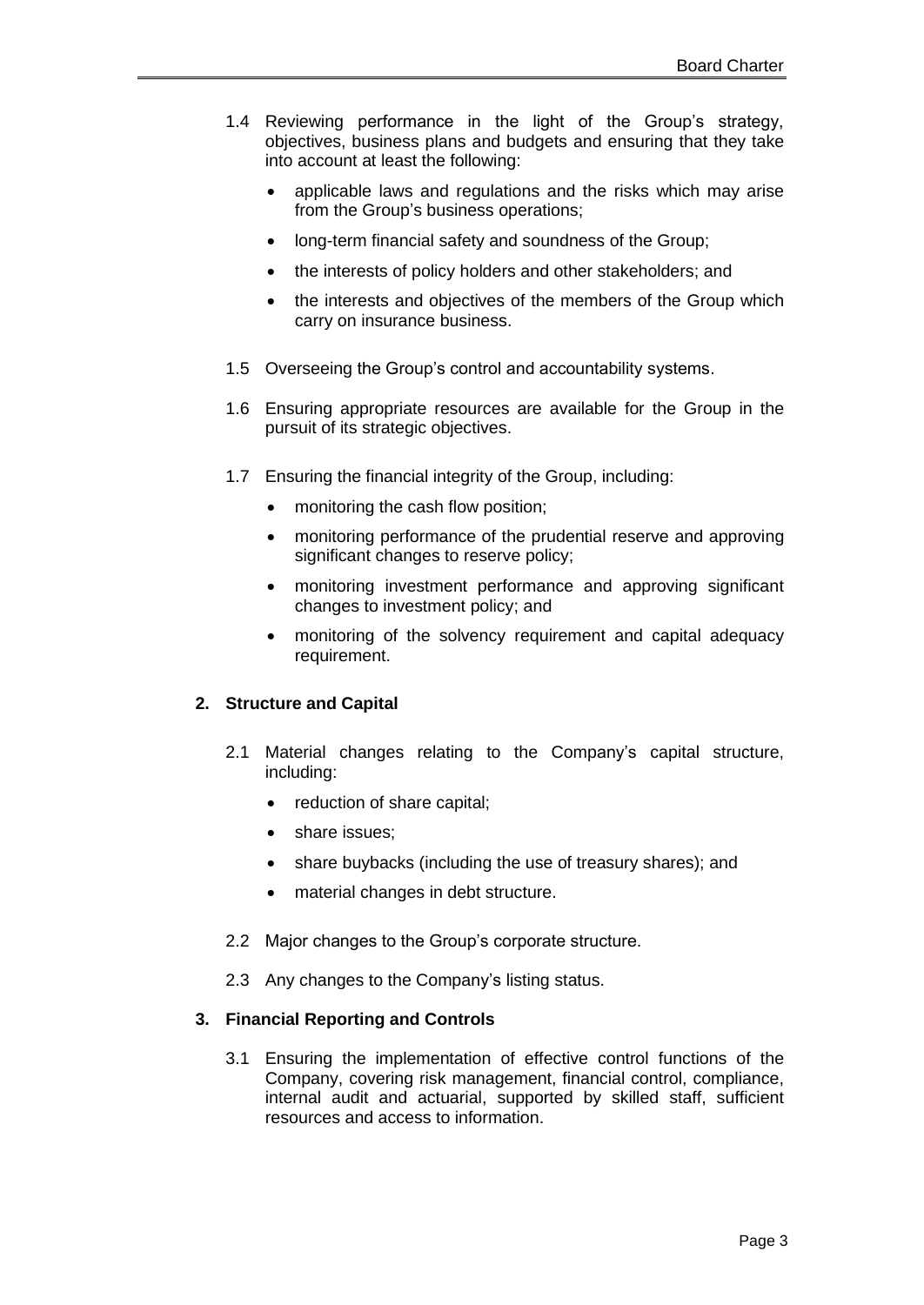1.4 Reviewing performance in the light of the Group's strategy, objectives, business plans and budgets and ensuring that they take into account at least the following:

- applicable laws and regulations and the risks which may arise from the Group's business operations;
- long-term financial safety and soundness of the Group;
- the interests of policy holders and other stakeholders; and
- the interests and objectives of the members of the Group which carry on insurance business.

1.5 Overseeing the Group's control and accountability systems.

1.6 Ensuring appropriate resources are available for the Group in the pursuit of its strategic objectives.

1.7 Ensuring the financial integrity of the Group, including:

- monitoring the cash flow position;
- monitoring performance of the prudential reserve and approving significant changes to reserve policy;
- monitoring investment performance and approving significant changes to investment policy; and
- monitoring of the solvency requirement and capital adequacy requirement.

**2. Structure and Capital**

2.1 Material changes relating to the Company's capital structure, including:

- reduction of share capital;
- share issues;
- share buybacks (including the use of treasury shares); and
- material changes in debt structure.

2.2 Major changes to the Group's corporate structure.

2.3 Any changes to the Company's listing status.

**3. Financial Reporting and Controls**

3.1 Ensuring the implementation of effective control functions of the Company, covering risk management, financial control, compliance, internal audit and actuarial, supported by skilled staff, sufficient resources and access to information.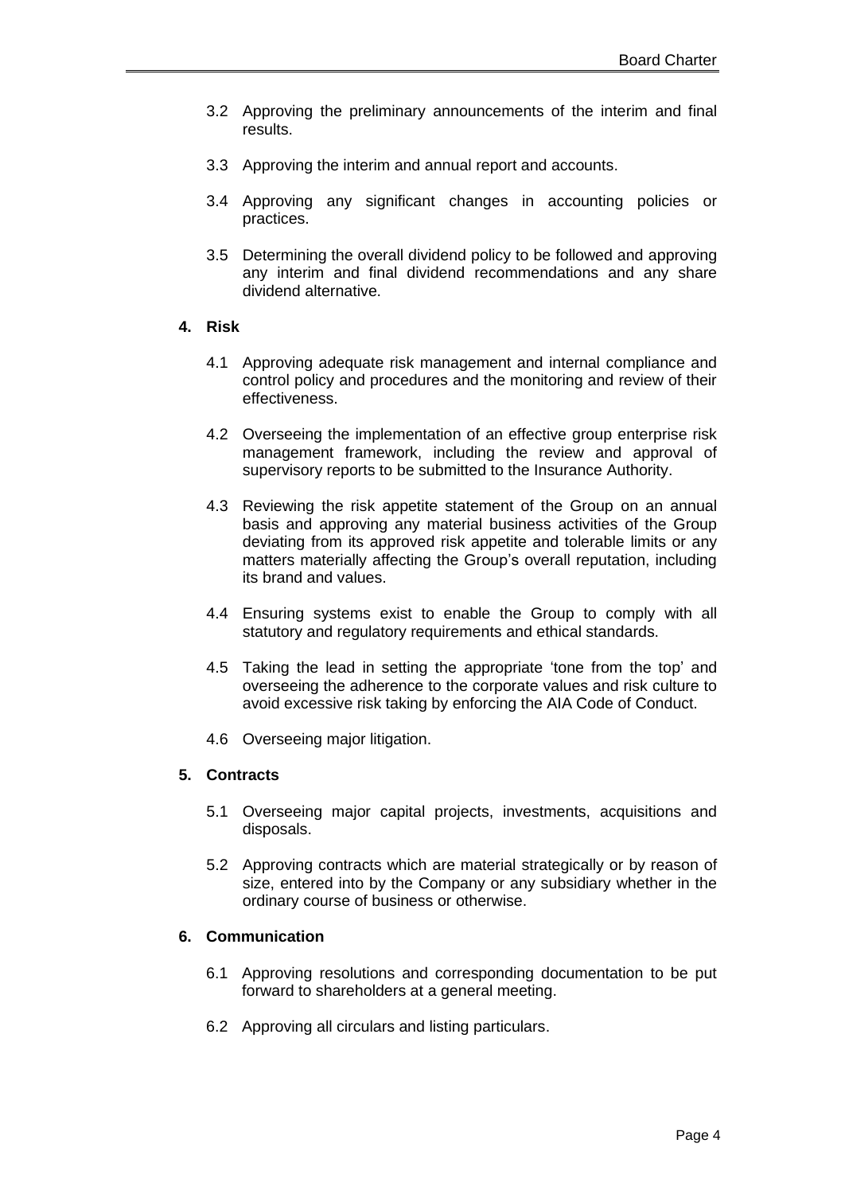3.2 Approving the preliminary announcements of the interim and final results.

3.3 Approving the interim and annual report and accounts.

3.4 Approving any significant changes in accounting policies or practices.

3.5 Determining the overall dividend policy to be followed and approving any interim and final dividend recommendations and any share dividend alternative.

**4. Risk**

4.1 Approving adequate risk management and internal compliance and control policy and procedures and the monitoring and review of their effectiveness.

4.2 Overseeing the implementation of an effective group enterprise risk management framework, including the review and approval of supervisory reports to be submitted to the Insurance Authority.

4.3 Reviewing the risk appetite statement of the Group on an annual basis and approving any material business activities of the Group deviating from its approved risk appetite and tolerable limits or any matters materially affecting the Group's overall reputation, including its brand and values.

4.4 Ensuring systems exist to enable the Group to comply with all statutory and regulatory requirements and ethical standards.

4.5 Taking the lead in setting the appropriate 'tone from the top' and overseeing the adherence to the corporate values and risk culture to avoid excessive risk taking by enforcing the AIA Code of Conduct.

4.6 Overseeing major litigation.

**5. Contracts**

5.1 Overseeing major capital projects, investments, acquisitions and disposals.

5.2 Approving contracts which are material strategically or by reason of size, entered into by the Company or any subsidiary whether in the ordinary course of business or otherwise.

**6. Communication**

6.1 Approving resolutions and corresponding documentation to be put forward to shareholders at a general meeting.

6.2 Approving all circulars and listing particulars.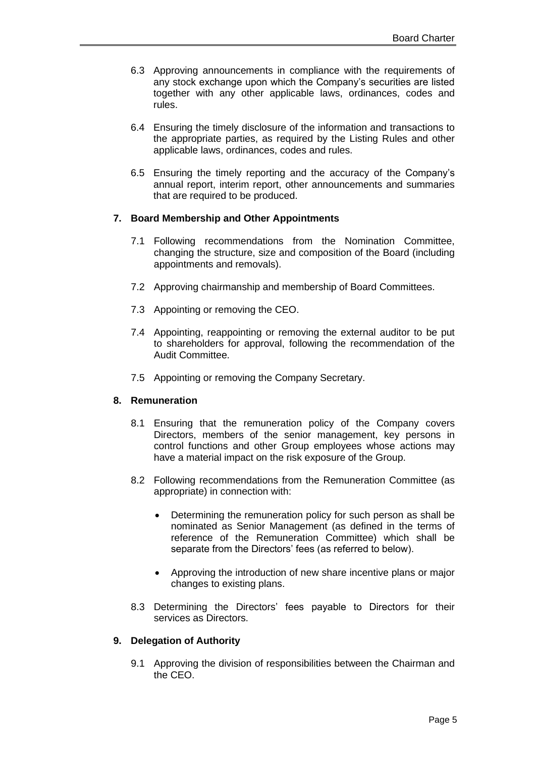6.3 Approving announcements in compliance with the requirements of any stock exchange upon which the Company's securities are listed together with any other applicable laws, ordinances, codes and rules.

6.4 Ensuring the timely disclosure of the information and transactions to the appropriate parties, as required by the Listing Rules and other applicable laws, ordinances, codes and rules.

6.5 Ensuring the timely reporting and the accuracy of the Company's annual report, interim report, other announcements and summaries that are required to be produced.

## 7. Board Membership and Other Appointments

7.1 Following recommendations from the Nomination Committee, changing the structure, size and composition of the Board (including appointments and removals).

7.2 Approving chairmanship and membership of Board Committees.

7.3 Appointing or removing the CEO.

7.4 Appointing, reappointing or removing the external auditor to be put to shareholders for approval, following the recommendation of the Audit Committee.

7.5 Appointing or removing the Company Secretary.

## 8. Remuneration

8.1 Ensuring that the remuneration policy of the Company covers Directors, members of the senior management, key persons in control functions and other Group employees whose actions may have a material impact on the risk exposure of the Group.

8.2 Following recommendations from the Remuneration Committee (as appropriate) in connection with:

- Determining the remuneration policy for such person as shall be nominated as Senior Management (as defined in the terms of reference of the Remuneration Committee) which shall be separate from the Directors' fees (as referred to below).
- Approving the introduction of new share incentive plans or major changes to existing plans.

8.3 Determining the Directors' fees payable to Directors for their services as Directors.

## 9. Delegation of Authority

9.1 Approving the division of responsibilities between the Chairman and the CEO.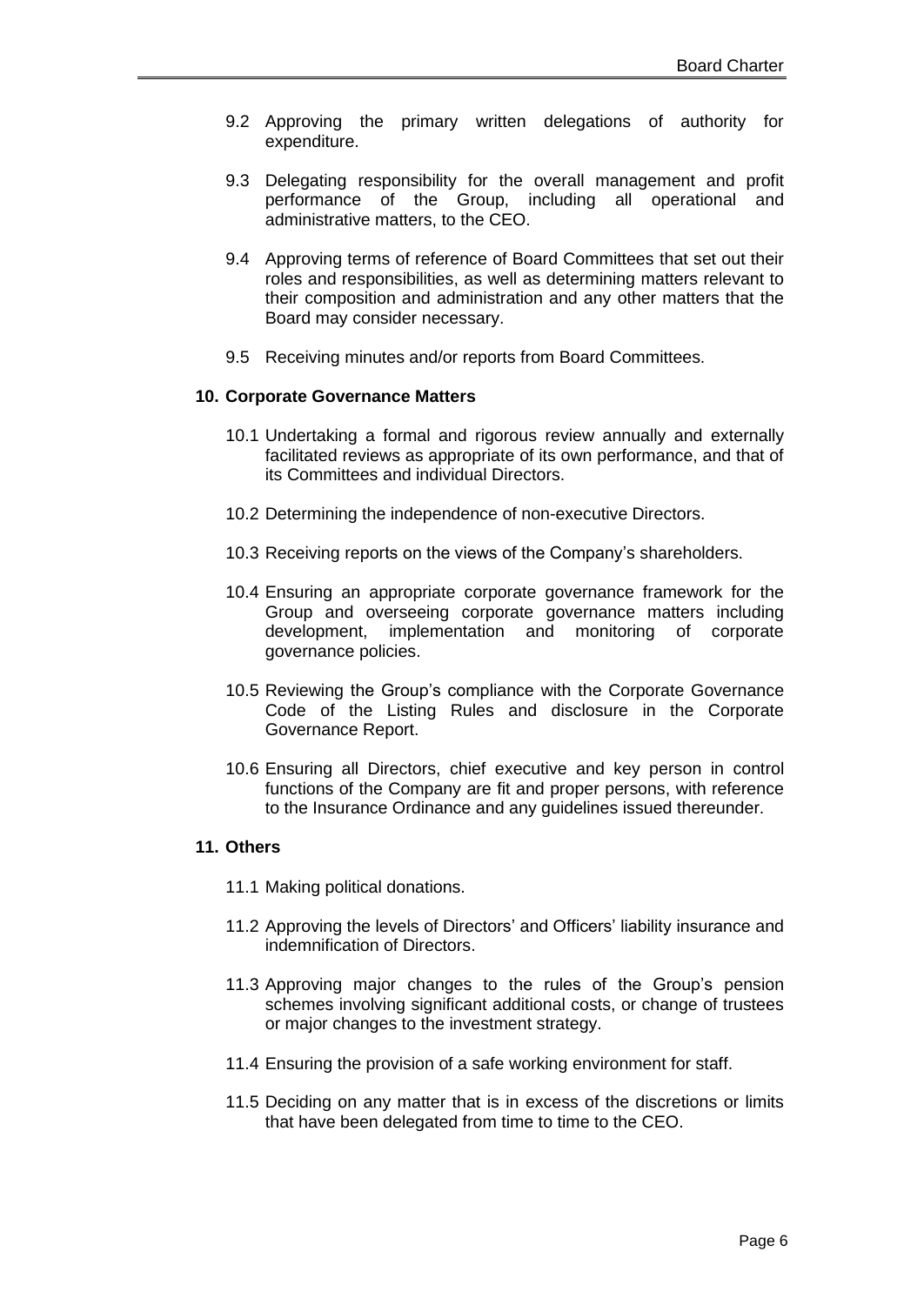9.2 Approving the primary written delegations of authority for expenditure.

9.3 Delegating responsibility for the overall management and profit performance of the Group, including all operational and administrative matters, to the CEO.

9.4 Approving terms of reference of Board Committees that set out their roles and responsibilities, as well as determining matters relevant to their composition and administration and any other matters that the Board may consider necessary.

9.5 Receiving minutes and/or reports from Board Committees.

**10. Corporate Governance Matters**

10.1 Undertaking a formal and rigorous review annually and externally facilitated reviews as appropriate of its own performance, and that of its Committees and individual Directors.

10.2 Determining the independence of non-executive Directors.

10.3 Receiving reports on the views of the Company's shareholders.

10.4 Ensuring an appropriate corporate governance framework for the Group and overseeing corporate governance matters including development, implementation and monitoring of corporate governance policies.

10.5 Reviewing the Group's compliance with the Corporate Governance Code of the Listing Rules and disclosure in the Corporate Governance Report.

10.6 Ensuring all Directors, chief executive and key person in control functions of the Company are fit and proper persons, with reference to the Insurance Ordinance and any guidelines issued thereunder.

**11. Others**

11.1 Making political donations.

11.2 Approving the levels of Directors' and Officers' liability insurance and indemnification of Directors.

11.3 Approving major changes to the rules of the Group's pension schemes involving significant additional costs, or change of trustees or major changes to the investment strategy.

11.4 Ensuring the provision of a safe working environment for staff.

11.5 Deciding on any matter that is in excess of the discretions or limits that have been delegated from time to time to the CEO.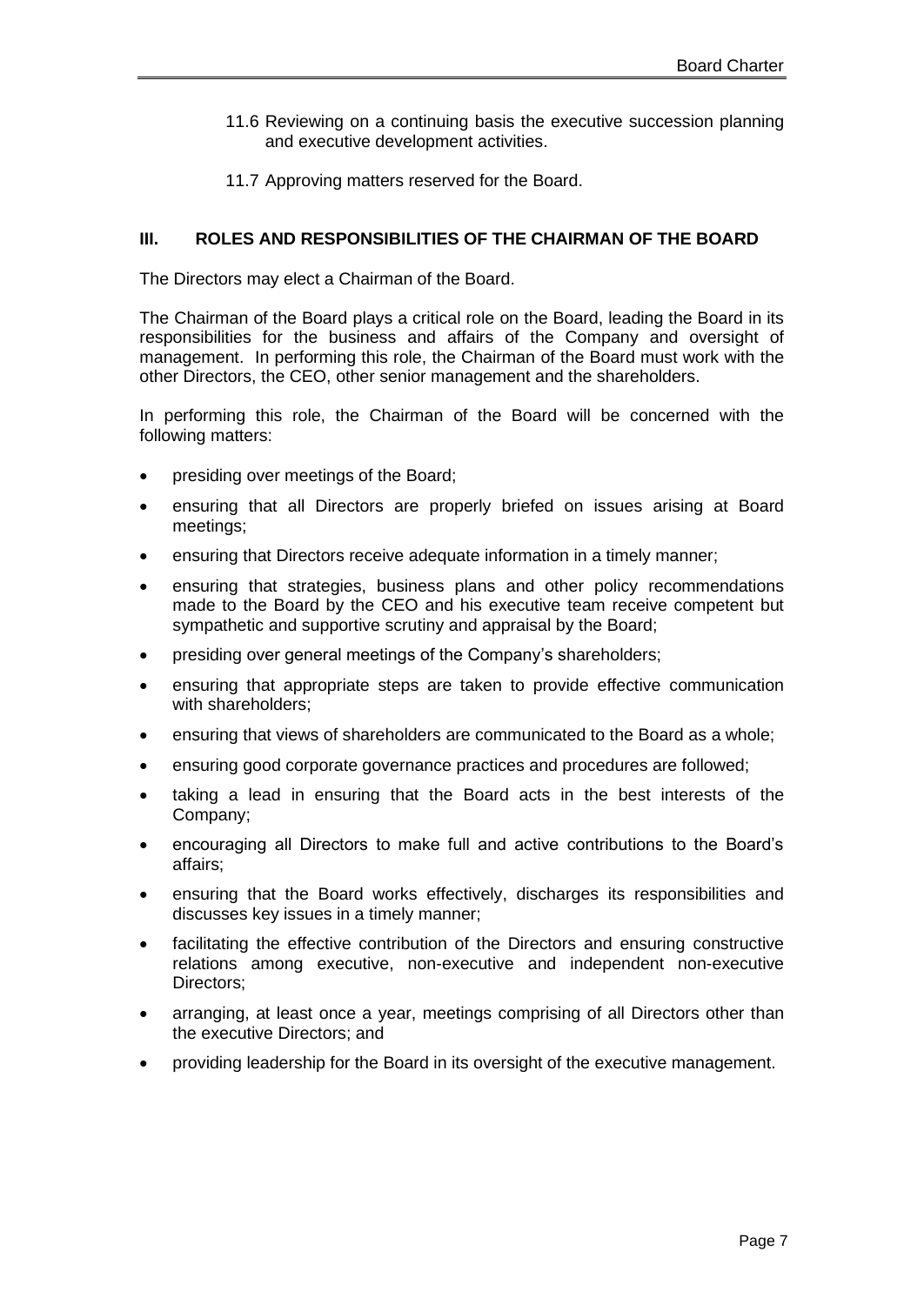11.6 Reviewing on a continuing basis the executive succession planning and executive development activities.

11.7 Approving matters reserved for the Board.

## III. ROLES AND RESPONSIBILITIES OF THE CHAIRMAN OF THE BOARD

The Directors may elect a Chairman of the Board.

The Chairman of the Board plays a critical role on the Board, leading the Board in its responsibilities for the business and affairs of the Company and oversight of management. In performing this role, the Chairman of the Board must work with the other Directors, the CEO, other senior management and the shareholders.

In performing this role, the Chairman of the Board will be concerned with the following matters:

- presiding over meetings of the Board;
- ensuring that all Directors are properly briefed on issues arising at Board meetings;
- ensuring that Directors receive adequate information in a timely manner;
- ensuring that strategies, business plans and other policy recommendations made to the Board by the CEO and his executive team receive competent but sympathetic and supportive scrutiny and appraisal by the Board;
- presiding over general meetings of the Company's shareholders;
- ensuring that appropriate steps are taken to provide effective communication with shareholders;
- ensuring that views of shareholders are communicated to the Board as a whole;
- ensuring good corporate governance practices and procedures are followed;
- taking a lead in ensuring that the Board acts in the best interests of the Company;
- encouraging all Directors to make full and active contributions to the Board's affairs;
- ensuring that the Board works effectively, discharges its responsibilities and discusses key issues in a timely manner;
- facilitating the effective contribution of the Directors and ensuring constructive relations among executive, non-executive and independent non-executive Directors;
- arranging, at least once a year, meetings comprising of all Directors other than the executive Directors; and
- providing leadership for the Board in its oversight of the executive management.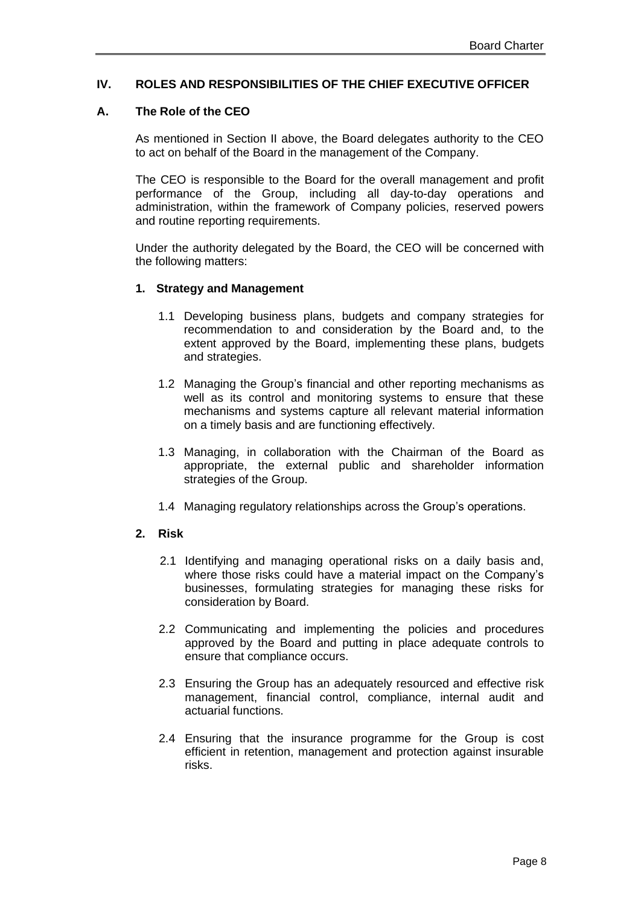## IV. ROLES AND RESPONSIBILITIES OF THE CHIEF EXECUTIVE OFFICER

### A. The Role of the CEO

As mentioned in Section II above, the Board delegates authority to the CEO to act on behalf of the Board in the management of the Company.

The CEO is responsible to the Board for the overall management and profit performance of the Group, including all day-to-day operations and administration, within the framework of Company policies, reserved powers and routine reporting requirements.

Under the authority delegated by the Board, the CEO will be concerned with the following matters:

#### 1. Strategy and Management

1.1 Developing business plans, budgets and company strategies for recommendation to and consideration by the Board and, to the extent approved by the Board, implementing these plans, budgets and strategies.

1.2 Managing the Group's financial and other reporting mechanisms as well as its control and monitoring systems to ensure that these mechanisms and systems capture all relevant material information on a timely basis and are functioning effectively.

1.3 Managing, in collaboration with the Chairman of the Board as appropriate, the external public and shareholder information strategies of the Group.

1.4 Managing regulatory relationships across the Group's operations.

#### 2. Risk

2.1 Identifying and managing operational risks on a daily basis and, where those risks could have a material impact on the Company's businesses, formulating strategies for managing these risks for consideration by Board.

2.2 Communicating and implementing the policies and procedures approved by the Board and putting in place adequate controls to ensure that compliance occurs.

2.3 Ensuring the Group has an adequately resourced and effective risk management, financial control, compliance, internal audit and actuarial functions.

2.4 Ensuring that the insurance programme for the Group is cost efficient in retention, management and protection against insurable risks.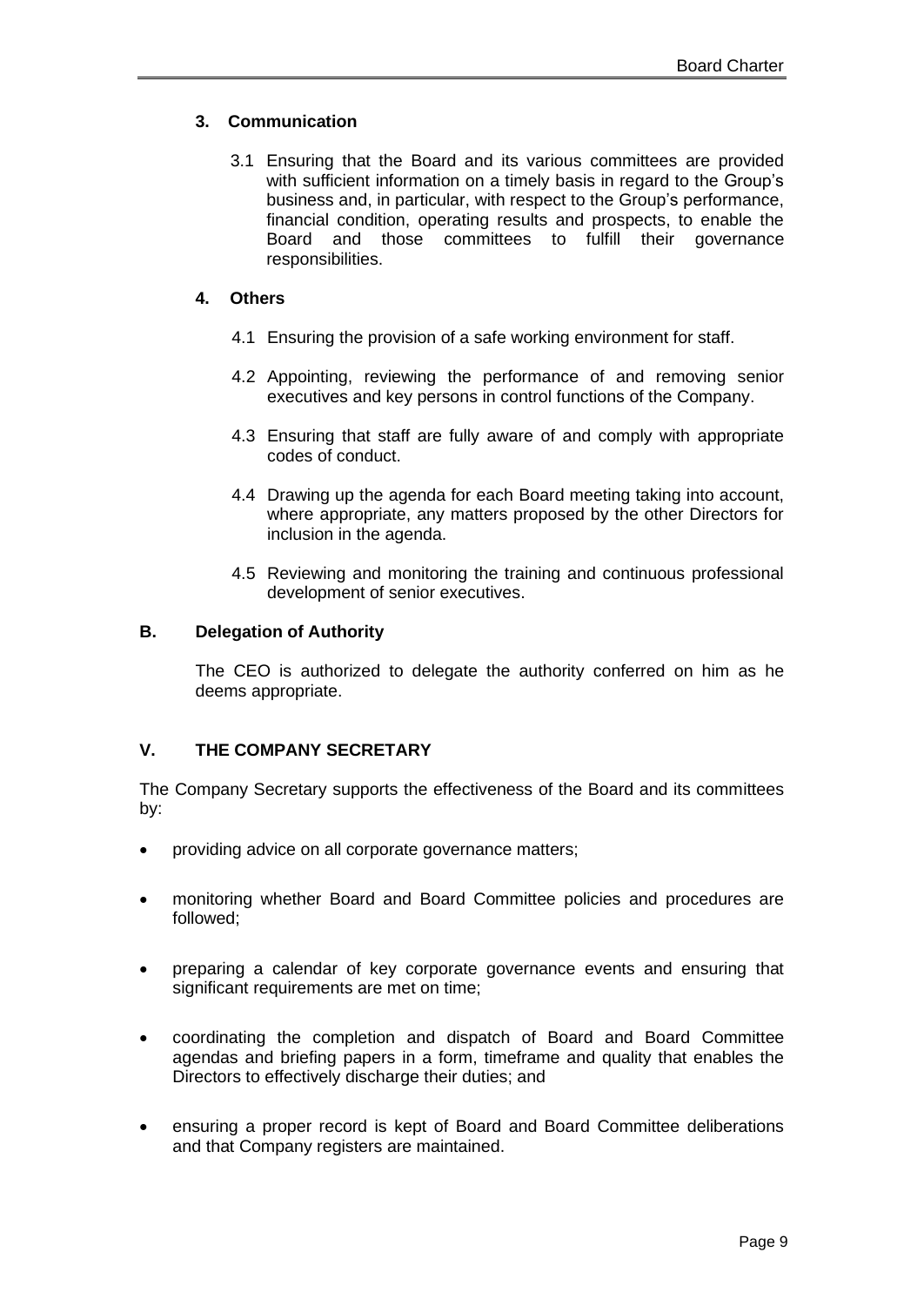### 3. Communication

3.1 Ensuring that the Board and its various committees are provided with sufficient information on a timely basis in regard to the Group's business and, in particular, with respect to the Group's performance, financial condition, operating results and prospects, to enable the Board and those committees to fulfill their governance responsibilities.

### 4. Others

4.1 Ensuring the provision of a safe working environment for staff.

4.2 Appointing, reviewing the performance of and removing senior executives and key persons in control functions of the Company.

4.3 Ensuring that staff are fully aware of and comply with appropriate codes of conduct.

4.4 Drawing up the agenda for each Board meeting taking into account, where appropriate, any matters proposed by the other Directors for inclusion in the agenda.

4.5 Reviewing and monitoring the training and continuous professional development of senior executives.

### B. Delegation of Authority

The CEO is authorized to delegate the authority conferred on him as he deems appropriate.

## V. THE COMPANY SECRETARY

The Company Secretary supports the effectiveness of the Board and its committees by:

- providing advice on all corporate governance matters;
- monitoring whether Board and Board Committee policies and procedures are followed;
- preparing a calendar of key corporate governance events and ensuring that significant requirements are met on time;
- coordinating the completion and dispatch of Board and Board Committee agendas and briefing papers in a form, timeframe and quality that enables the Directors to effectively discharge their duties; and
- ensuring a proper record is kept of Board and Board Committee deliberations and that Company registers are maintained.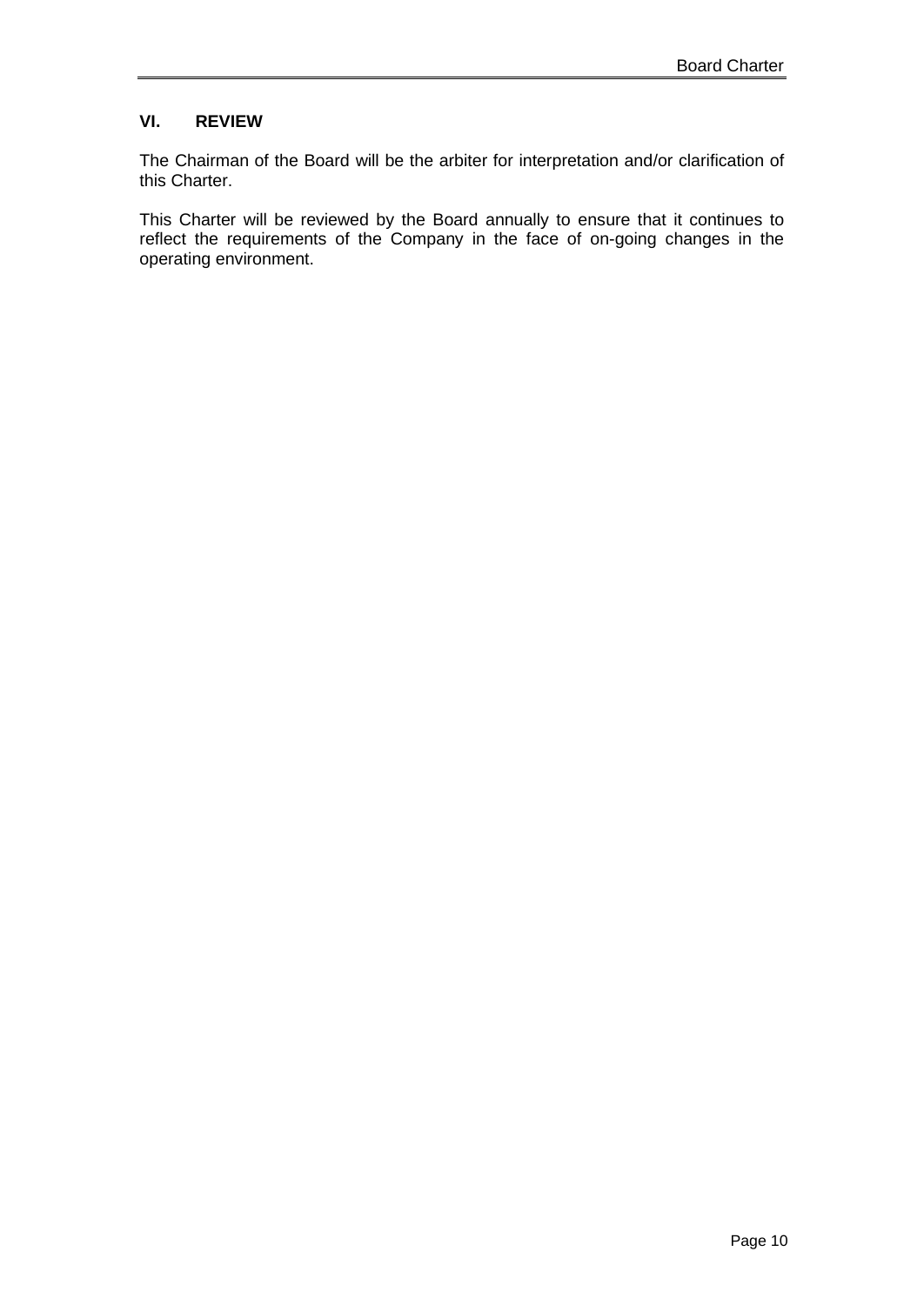## VI. REVIEW

The Chairman of the Board will be the arbiter for interpretation and/or clarification of this Charter.

This Charter will be reviewed by the Board annually to ensure that it continues to reflect the requirements of the Company in the face of on-going changes in the operating environment.